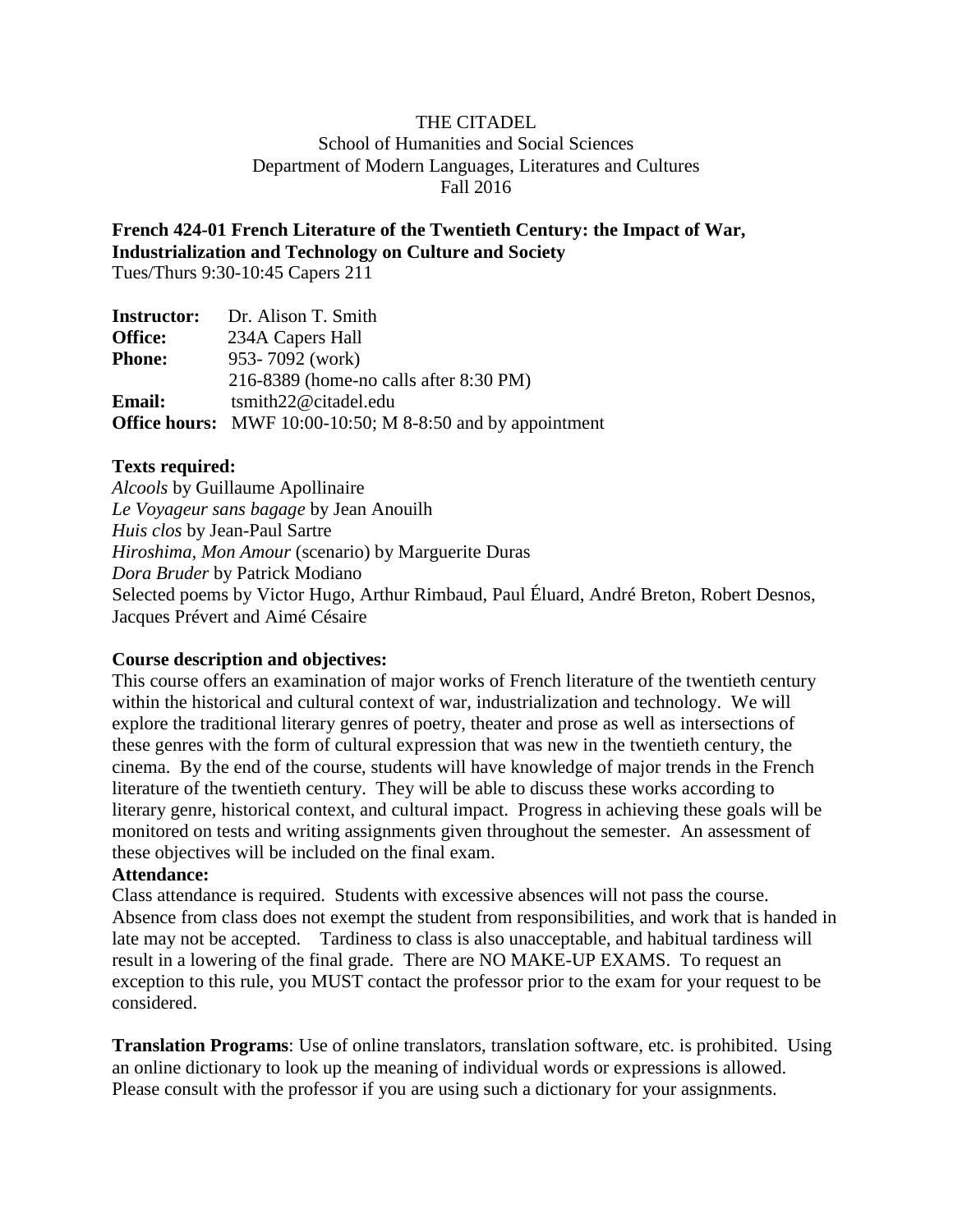THE CITADEL
School of Humanities and Social Sciences
Department of Modern Languages, Literatures and Cultures
Fall 2016

**French 424-01 French Literature of the Twentieth Century: the Impact of War, Industrialization and Technology on Culture and Society**
Tues/Thurs 9:30-10:45 Capers 211

**Instructor:** Dr. Alison T. Smith
**Office:** 234A Capers Hall
**Phone:** 953- 7092 (work)
216-8389 (home-no calls after 8:30 PM)
**Email:** tsmith22@citadel.edu
**Office hours:** MWF 10:00-10:50; M 8-8:50 and by appointment

**Texts required:**
*Alcools* by Guillaume Apollinaire
*Le Voyageur sans bagage* by Jean Anouilh
*Huis clos* by Jean-Paul Sartre
*Hiroshima, Mon Amour* (scenario) by Marguerite Duras
*Dora Bruder* by Patrick Modiano
Selected poems by Victor Hugo, Arthur Rimbaud, Paul Éluard, André Breton, Robert Desnos, Jacques Prévert and Aimé Césaire

**Course description and objectives:**
This course offers an examination of major works of French literature of the twentieth century within the historical and cultural context of war, industrialization and technology. We will explore the traditional literary genres of poetry, theater and prose as well as intersections of these genres with the form of cultural expression that was new in the twentieth century, the cinema. By the end of the course, students will have knowledge of major trends in the French literature of the twentieth century. They will be able to discuss these works according to literary genre, historical context, and cultural impact. Progress in achieving these goals will be monitored on tests and writing assignments given throughout the semester. An assessment of these objectives will be included on the final exam.

**Attendance:**
Class attendance is required. Students with excessive absences will not pass the course. Absence from class does not exempt the student from responsibilities, and work that is handed in late may not be accepted. Tardiness to class is also unacceptable, and habitual tardiness will result in a lowering of the final grade. There are NO MAKE-UP EXAMS. To request an exception to this rule, you MUST contact the professor prior to the exam for your request to be considered.

**Translation Programs**: Use of online translators, translation software, etc. is prohibited. Using an online dictionary to look up the meaning of individual words or expressions is allowed. Please consult with the professor if you are using such a dictionary for your assignments.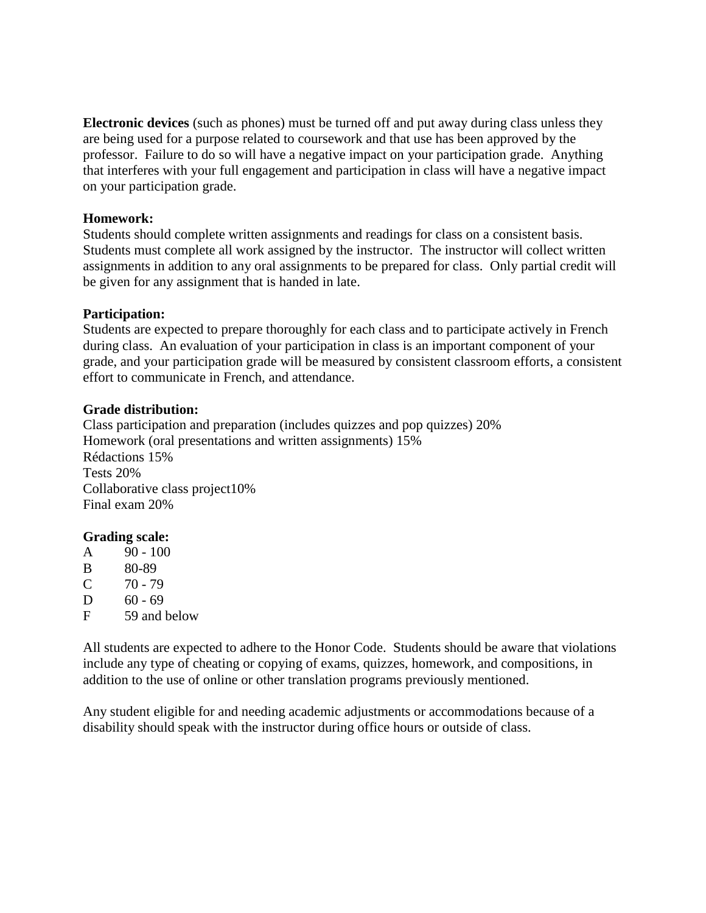**Electronic devices** (such as phones) must be turned off and put away during class unless they are being used for a purpose related to coursework and that use has been approved by the professor. Failure to do so will have a negative impact on your participation grade. Anything that interferes with your full engagement and participation in class will have a negative impact on your participation grade.

**Homework:**
Students should complete written assignments and readings for class on a consistent basis. Students must complete all work assigned by the instructor. The instructor will collect written assignments in addition to any oral assignments to be prepared for class. Only partial credit will be given for any assignment that is handed in late.

**Participation:**
Students are expected to prepare thoroughly for each class and to participate actively in French during class. An evaluation of your participation in class is an important component of your grade, and your participation grade will be measured by consistent classroom efforts, a consistent effort to communicate in French, and attendance.

**Grade distribution:**
Class participation and preparation (includes quizzes and pop quizzes) 20%
Homework (oral presentations and written assignments) 15%
Rédactions 15%
Tests 20%
Collaborative class project10%
Final exam 20%

**Grading scale:**

| | |
|---|---|
| A | 90 - 100 |
| B | 80-89 |
| C | 70 - 79 |
| D | 60 - 69 |
| F | 59 and below |

All students are expected to adhere to the Honor Code. Students should be aware that violations include any type of cheating or copying of exams, quizzes, homework, and compositions, in addition to the use of online or other translation programs previously mentioned.

Any student eligible for and needing academic adjustments or accommodations because of a disability should speak with the instructor during office hours or outside of class.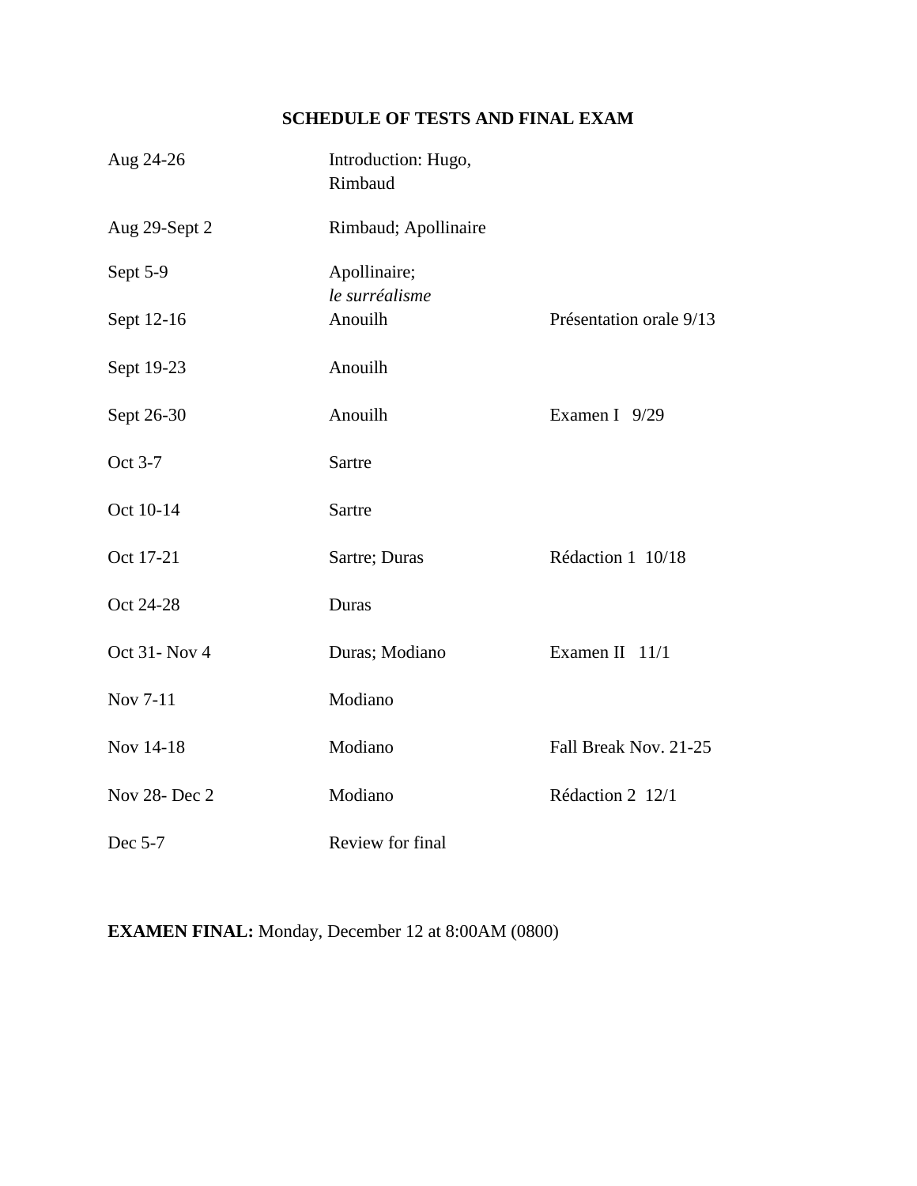## SCHEDULE OF TESTS AND FINAL EXAM

| | | |
|---|---|---|
| Aug 24-26 | Introduction: Hugo, Rimbaud | |
| Aug 29-Sept 2 | Rimbaud; Apollinaire | |
| Sept 5-9 | Apollinaire; *le surréalisme* | |
| Sept 12-16 | Anouilh | Présentation orale 9/13 |
| Sept 19-23 | Anouilh | |
| Sept 26-30 | Anouilh | Examen I 9/29 |
| Oct 3-7 | Sartre | |
| Oct 10-14 | Sartre | |
| Oct 17-21 | Sartre; Duras | Rédaction 1 10/18 |
| Oct 24-28 | Duras | |
| Oct 31- Nov 4 | Duras; Modiano | Examen II 11/1 |
| Nov 7-11 | Modiano | |
| Nov 14-18 | Modiano | Fall Break Nov. 21-25 |
| Nov 28- Dec 2 | Modiano | Rédaction 2 12/1 |
| Dec 5-7 | Review for final | |

**EXAMEN FINAL:** Monday, December 12 at 8:00AM (0800)